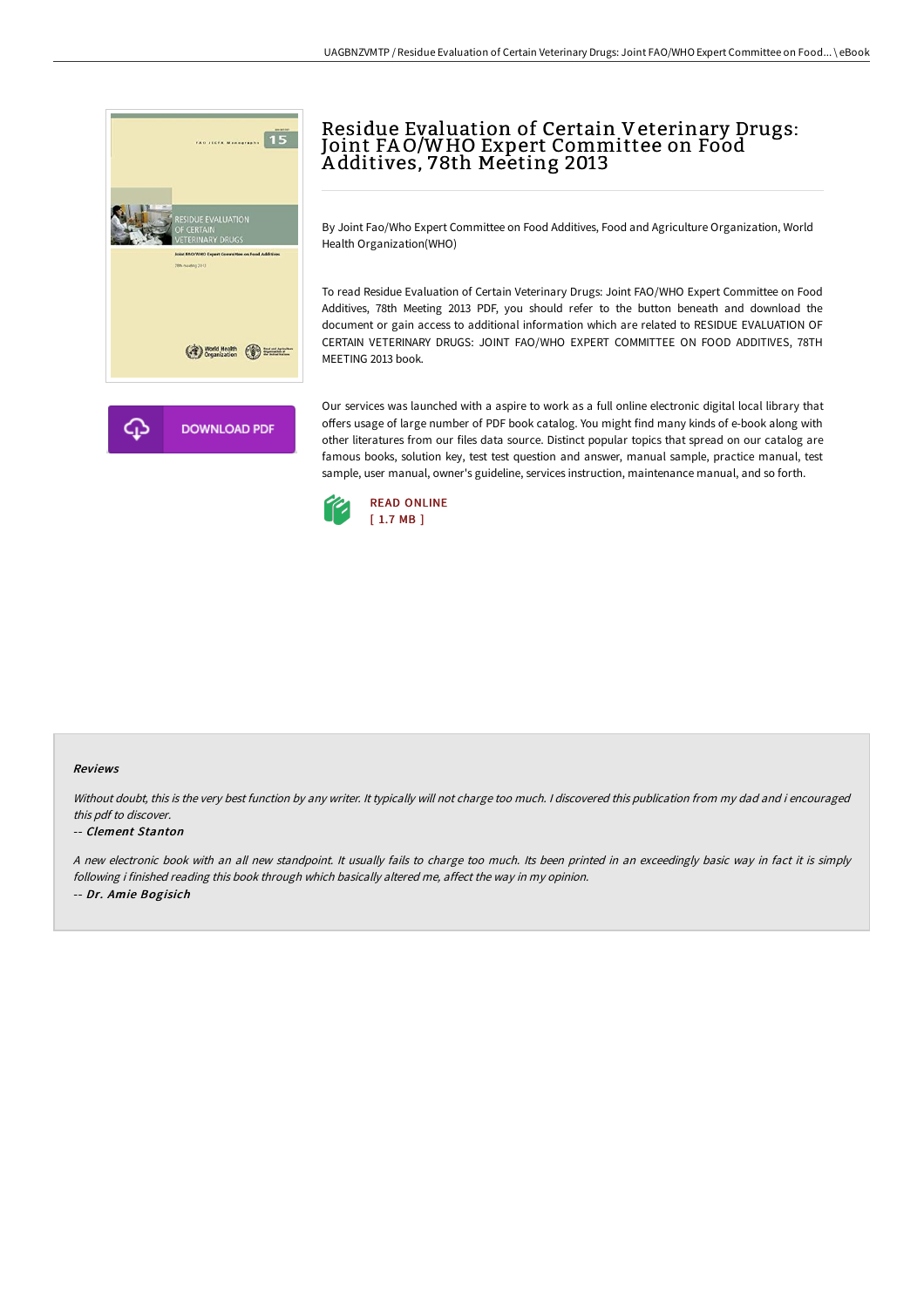# Residue Evaluation of Certain Veterinary Drugs: Joint FAO/WHO Expert Committee on Food Additives, 78th Meeting 2013

By Joint Fao/Who Expert Committee on Food Additives, Food and Agriculture Organization, World Health Organization(WHO)

To read Residue Evaluation of Certain Veterinary Drugs: Joint FAO/WHO Expert Committee on Food Additives, 78th Meeting 2013 PDF, you should refer to the button beneath and download the document or gain access to additional information which are related to RESIDUE EVALUATION OF CERTAIN VETERINARY DRUGS: JOINT FAO/WHO EXPERT COMMITTEE ON FOOD ADDITIVES, 78TH MEETING 2013 book.

DOWNLOAD PDF

Our services was launched with a aspire to work as a full online electronic digital local library that offers usage of large number of PDF book catalog. You might find many kinds of e-book along with other literatures from our files data source. Distinct popular topics that spread on our catalog are famous books, solution key, test test question and answer, manual sample, practice manual, test sample, user manual, owner's guideline, services instruction, maintenance manual, and so forth.

READ ONLINE
[ 1.7 MB ]

#### Reviews

*Without doubt, this is the very best function by any writer. It typically will not charge too much. I discovered this publication from my dad and i encouraged this pdf to discover.*

-- *Clement Stanton*

*A new electronic book with an all new standpoint. It usually fails to charge too much. Its been printed in an exceedingly basic way in fact it is simply following i finished reading this book through which basically altered me, affect the way in my opinion.*

-- *Dr. Amie Bogisich*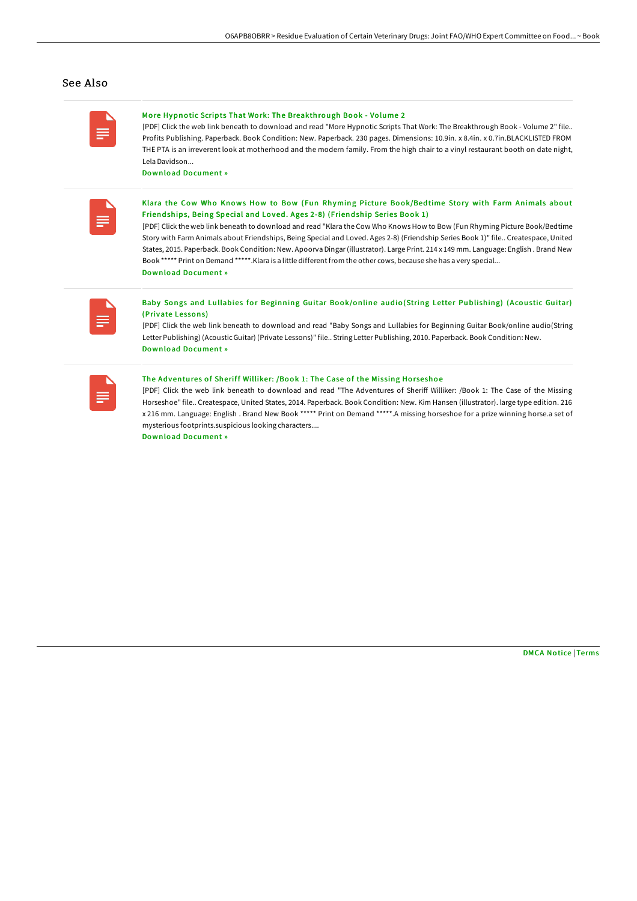## See Also

### More Hypnotic Scripts That Work: The Breakthrough Book - Volume 2

[PDF] Click the web link beneath to download and read "More Hypnotic Scripts That Work: The Breakthrough Book - Volume 2" file.. Profits Publishing. Paperback. Book Condition: New. Paperback. 230 pages. Dimensions: 10.9in. x 8.4in. x 0.7in.BLACKLISTED FROM THE PTA is an irreverent look at motherhood and the modern family. From the high chair to a vinyl restaurant booth on date night, Lela Davidson...

Download Document »

### Klara the Cow Who Knows How to Bow (Fun Rhyming Picture Book/Bedtime Story with Farm Animals about Friendships, Being Special and Loved. Ages 2-8) (Friendship Series Book 1)

[PDF] Click the web link beneath to download and read "Klara the Cow Who Knows How to Bow (Fun Rhyming Picture Book/Bedtime Story with Farm Animals about Friendships, Being Special and Loved. Ages 2-8) (Friendship Series Book 1)" file.. Createspace, United States, 2015. Paperback. Book Condition: New. Apoorva Dingar (illustrator). Large Print. 214 x 149 mm. Language: English . Brand New Book ***** Print on Demand *****.Klara is a little different from the other cows, because she has a very special...

Download Document »

### Baby Songs and Lullabies for Beginning Guitar Book/online audio(String Letter Publishing) (Acoustic Guitar) (Private Lessons)

[PDF] Click the web link beneath to download and read "Baby Songs and Lullabies for Beginning Guitar Book/online audio(String Letter Publishing) (Acoustic Guitar) (Private Lessons)" file.. String Letter Publishing, 2010. Paperback. Book Condition: New.

Download Document »

### The Adventures of Sheriff Williker: /Book 1: The Case of the Missing Horseshoe

[PDF] Click the web link beneath to download and read "The Adventures of Sheriff Williker: /Book 1: The Case of the Missing Horseshoe" file.. Createspace, United States, 2014. Paperback. Book Condition: New. Kim Hansen (illustrator). large type edition. 216 x 216 mm. Language: English . Brand New Book ***** Print on Demand *****.A missing horseshoe for a prize winning horse.a set of mysterious footprints.suspicious looking characters....

Download Document »